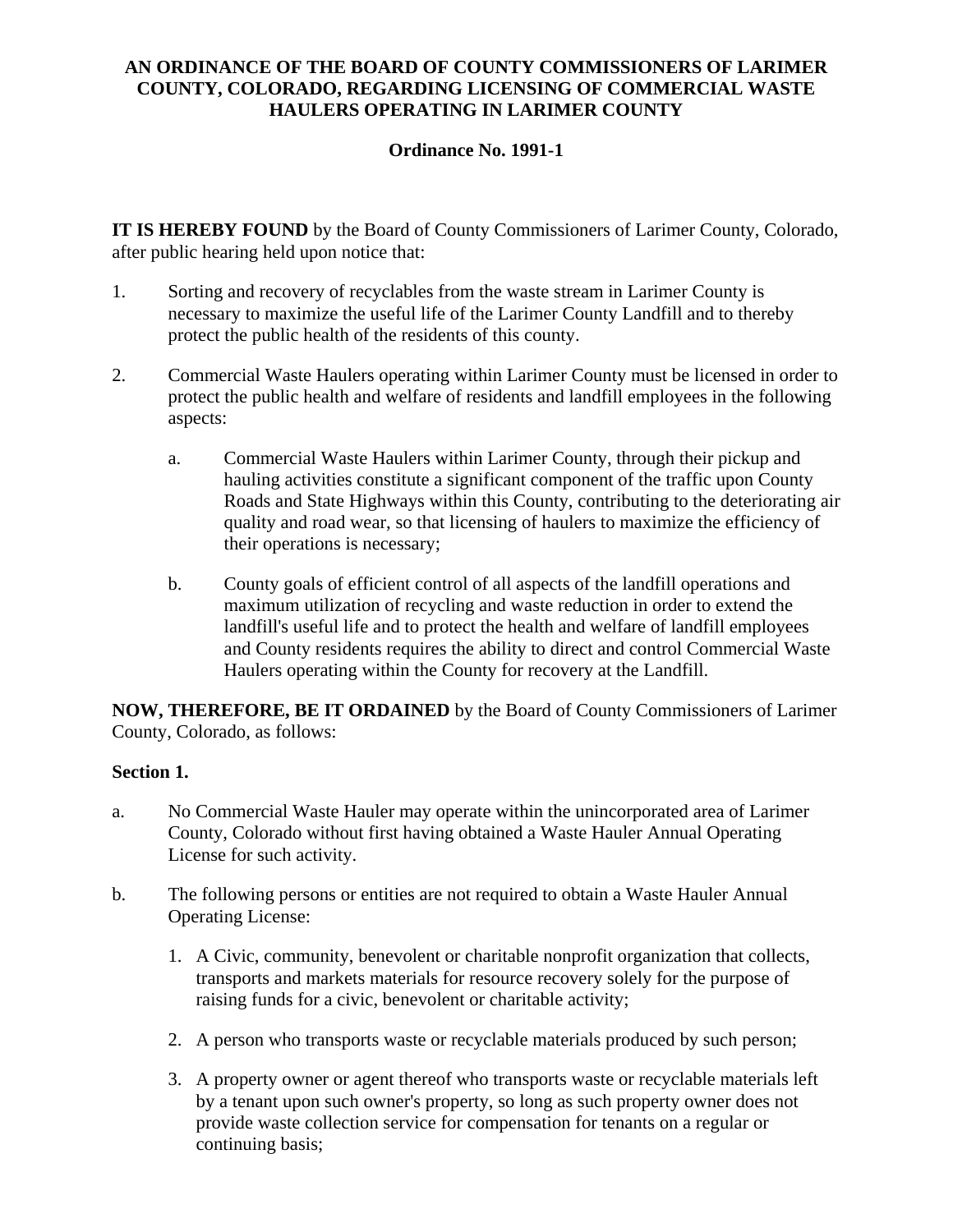# AN ORDINANCE OF THE BOARD OF COUNTY COMMISSIONERS OF LARIMER COUNTY, COLORADO, REGARDING LICENSING OF COMMERCIAL WASTE HAULERS OPERATING IN LARIMER COUNTY

## Ordinance No. 1991-1

**IT IS HEREBY FOUND** by the Board of County Commissioners of Larimer County, Colorado, after public hearing held upon notice that:

1. Sorting and recovery of recyclables from the waste stream in Larimer County is necessary to maximize the useful life of the Larimer County Landfill and to thereby protect the public health of the residents of this county.

2. Commercial Waste Haulers operating within Larimer County must be licensed in order to protect the public health and welfare of residents and landfill employees in the following aspects:

    a. Commercial Waste Haulers within Larimer County, through their pickup and hauling activities constitute a significant component of the traffic upon County Roads and State Highways within this County, contributing to the deteriorating air quality and road wear, so that licensing of haulers to maximize the efficiency of their operations is necessary;

    b. County goals of efficient control of all aspects of the landfill operations and maximum utilization of recycling and waste reduction in order to extend the landfill's useful life and to protect the health and welfare of landfill employees and County residents requires the ability to direct and control Commercial Waste Haulers operating within the County for recovery at the Landfill.

**NOW, THEREFORE, BE IT ORDAINED** by the Board of County Commissioners of Larimer County, Colorado, as follows:

**Section 1.**

a. No Commercial Waste Hauler may operate within the unincorporated area of Larimer County, Colorado without first having obtained a Waste Hauler Annual Operating License for such activity.

b. The following persons or entities are not required to obtain a Waste Hauler Annual Operating License:

    1. A Civic, community, benevolent or charitable nonprofit organization that collects, transports and markets materials for resource recovery solely for the purpose of raising funds for a civic, benevolent or charitable activity;

    2. A person who transports waste or recyclable materials produced by such person;

    3. A property owner or agent thereof who transports waste or recyclable materials left by a tenant upon such owner's property, so long as such property owner does not provide waste collection service for compensation for tenants on a regular or continuing basis;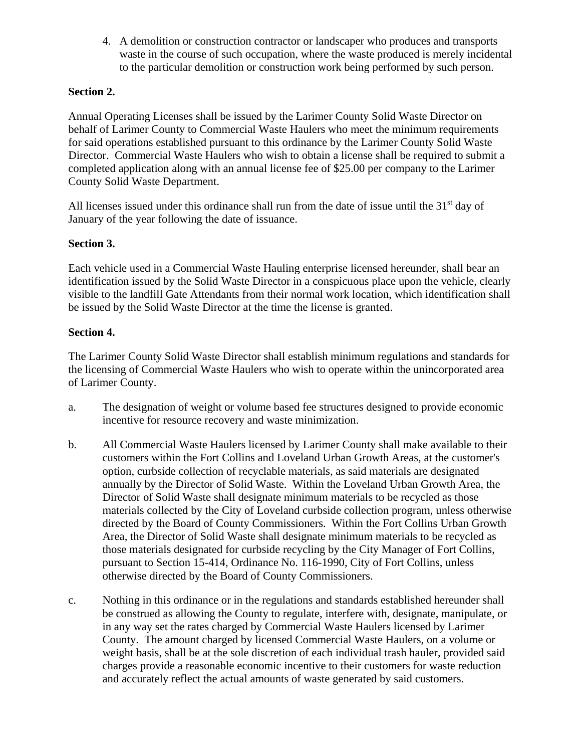4. A demolition or construction contractor or landscaper who produces and transports waste in the course of such occupation, where the waste produced is merely incidental to the particular demolition or construction work being performed by such person.

**Section 2.**

Annual Operating Licenses shall be issued by the Larimer County Solid Waste Director on behalf of Larimer County to Commercial Waste Haulers who meet the minimum requirements for said operations established pursuant to this ordinance by the Larimer County Solid Waste Director. Commercial Waste Haulers who wish to obtain a license shall be required to submit a completed application along with an annual license fee of $25.00 per company to the Larimer County Solid Waste Department.

All licenses issued under this ordinance shall run from the date of issue until the 31st day of January of the year following the date of issuance.

**Section 3.**

Each vehicle used in a Commercial Waste Hauling enterprise licensed hereunder, shall bear an identification issued by the Solid Waste Director in a conspicuous place upon the vehicle, clearly visible to the landfill Gate Attendants from their normal work location, which identification shall be issued by the Solid Waste Director at the time the license is granted.

**Section 4.**

The Larimer County Solid Waste Director shall establish minimum regulations and standards for the licensing of Commercial Waste Haulers who wish to operate within the unincorporated area of Larimer County.

a. The designation of weight or volume based fee structures designed to provide economic incentive for resource recovery and waste minimization.

b. All Commercial Waste Haulers licensed by Larimer County shall make available to their customers within the Fort Collins and Loveland Urban Growth Areas, at the customer's option, curbside collection of recyclable materials, as said materials are designated annually by the Director of Solid Waste. Within the Loveland Urban Growth Area, the Director of Solid Waste shall designate minimum materials to be recycled as those materials collected by the City of Loveland curbside collection program, unless otherwise directed by the Board of County Commissioners. Within the Fort Collins Urban Growth Area, the Director of Solid Waste shall designate minimum materials to be recycled as those materials designated for curbside recycling by the City Manager of Fort Collins, pursuant to Section 15-414, Ordinance No. 116-1990, City of Fort Collins, unless otherwise directed by the Board of County Commissioners.

c. Nothing in this ordinance or in the regulations and standards established hereunder shall be construed as allowing the County to regulate, interfere with, designate, manipulate, or in any way set the rates charged by Commercial Waste Haulers licensed by Larimer County. The amount charged by licensed Commercial Waste Haulers, on a volume or weight basis, shall be at the sole discretion of each individual trash hauler, provided said charges provide a reasonable economic incentive to their customers for waste reduction and accurately reflect the actual amounts of waste generated by said customers.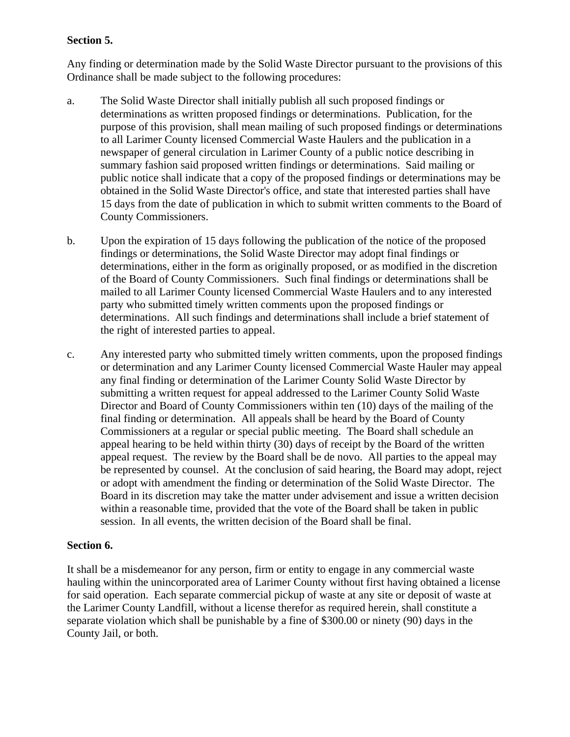**Section 5.**

Any finding or determination made by the Solid Waste Director pursuant to the provisions of this Ordinance shall be made subject to the following procedures:

a. The Solid Waste Director shall initially publish all such proposed findings or determinations as written proposed findings or determinations. Publication, for the purpose of this provision, shall mean mailing of such proposed findings or determinations to all Larimer County licensed Commercial Waste Haulers and the publication in a newspaper of general circulation in Larimer County of a public notice describing in summary fashion said proposed written findings or determinations. Said mailing or public notice shall indicate that a copy of the proposed findings or determinations may be obtained in the Solid Waste Director's office, and state that interested parties shall have 15 days from the date of publication in which to submit written comments to the Board of County Commissioners.

b. Upon the expiration of 15 days following the publication of the notice of the proposed findings or determinations, the Solid Waste Director may adopt final findings or determinations, either in the form as originally proposed, or as modified in the discretion of the Board of County Commissioners. Such final findings or determinations shall be mailed to all Larimer County licensed Commercial Waste Haulers and to any interested party who submitted timely written comments upon the proposed findings or determinations. All such findings and determinations shall include a brief statement of the right of interested parties to appeal.

c. Any interested party who submitted timely written comments, upon the proposed findings or determination and any Larimer County licensed Commercial Waste Hauler may appeal any final finding or determination of the Larimer County Solid Waste Director by submitting a written request for appeal addressed to the Larimer County Solid Waste Director and Board of County Commissioners within ten (10) days of the mailing of the final finding or determination. All appeals shall be heard by the Board of County Commissioners at a regular or special public meeting. The Board shall schedule an appeal hearing to be held within thirty (30) days of receipt by the Board of the written appeal request. The review by the Board shall be de novo. All parties to the appeal may be represented by counsel. At the conclusion of said hearing, the Board may adopt, reject or adopt with amendment the finding or determination of the Solid Waste Director. The Board in its discretion may take the matter under advisement and issue a written decision within a reasonable time, provided that the vote of the Board shall be taken in public session. In all events, the written decision of the Board shall be final.

**Section 6.**

It shall be a misdemeanor for any person, firm or entity to engage in any commercial waste hauling within the unincorporated area of Larimer County without first having obtained a license for said operation. Each separate commercial pickup of waste at any site or deposit of waste at the Larimer County Landfill, without a license therefor as required herein, shall constitute a separate violation which shall be punishable by a fine of $300.00 or ninety (90) days in the County Jail, or both.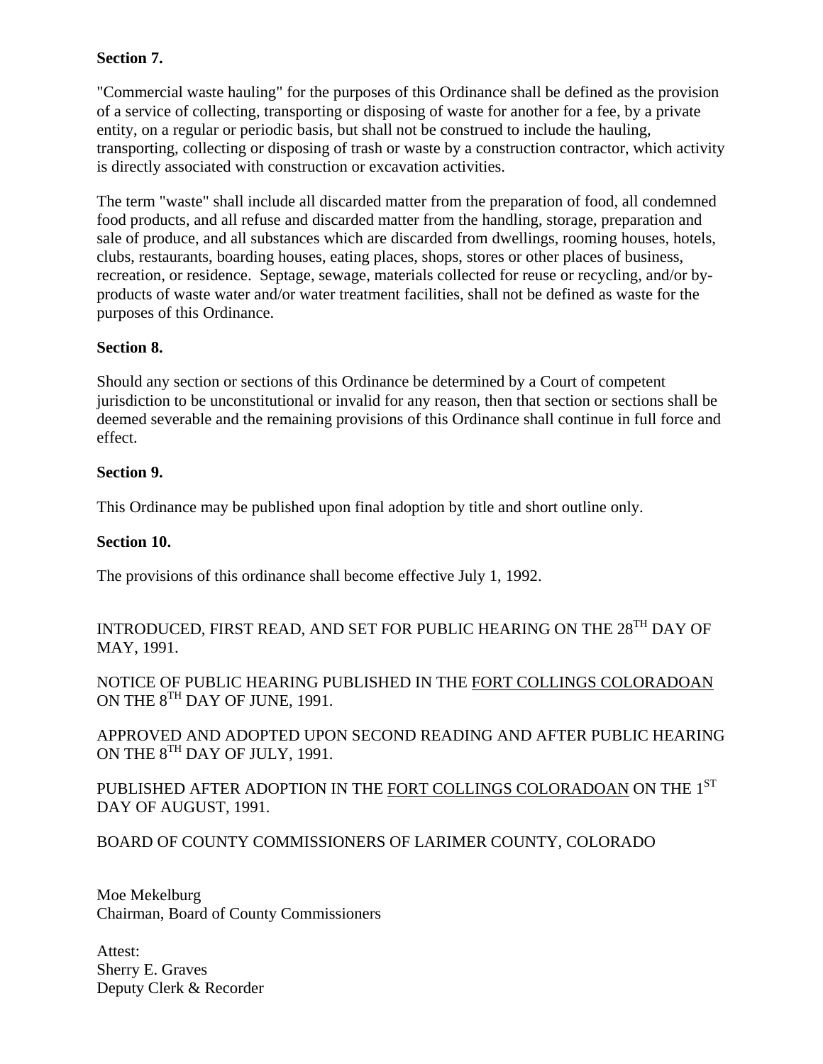**Section 7.**

"Commercial waste hauling" for the purposes of this Ordinance shall be defined as the provision of a service of collecting, transporting or disposing of waste for another for a fee, by a private entity, on a regular or periodic basis, but shall not be construed to include the hauling, transporting, collecting or disposing of trash or waste by a construction contractor, which activity is directly associated with construction or excavation activities.

The term "waste" shall include all discarded matter from the preparation of food, all condemned food products, and all refuse and discarded matter from the handling, storage, preparation and sale of produce, and all substances which are discarded from dwellings, rooming houses, hotels, clubs, restaurants, boarding houses, eating places, shops, stores or other places of business, recreation, or residence. Septage, sewage, materials collected for reuse or recycling, and/or by-products of waste water and/or water treatment facilities, shall not be defined as waste for the purposes of this Ordinance.

**Section 8.**

Should any section or sections of this Ordinance be determined by a Court of competent jurisdiction to be unconstitutional or invalid for any reason, then that section or sections shall be deemed severable and the remaining provisions of this Ordinance shall continue in full force and effect.

**Section 9.**

This Ordinance may be published upon final adoption by title and short outline only.

**Section 10.**

The provisions of this ordinance shall become effective July 1, 1992.

INTRODUCED, FIRST READ, AND SET FOR PUBLIC HEARING ON THE 28TH DAY OF MAY, 1991.

NOTICE OF PUBLIC HEARING PUBLISHED IN THE FORT COLLINGS COLORADOAN ON THE 8TH DAY OF JUNE, 1991.

APPROVED AND ADOPTED UPON SECOND READING AND AFTER PUBLIC HEARING ON THE 8TH DAY OF JULY, 1991.

PUBLISHED AFTER ADOPTION IN THE FORT COLLINGS COLORADOAN ON THE 1ST DAY OF AUGUST, 1991.

BOARD OF COUNTY COMMISSIONERS OF LARIMER COUNTY, COLORADO

Moe Mekelburg
Chairman, Board of County Commissioners

Attest:
Sherry E. Graves
Deputy Clerk & Recorder